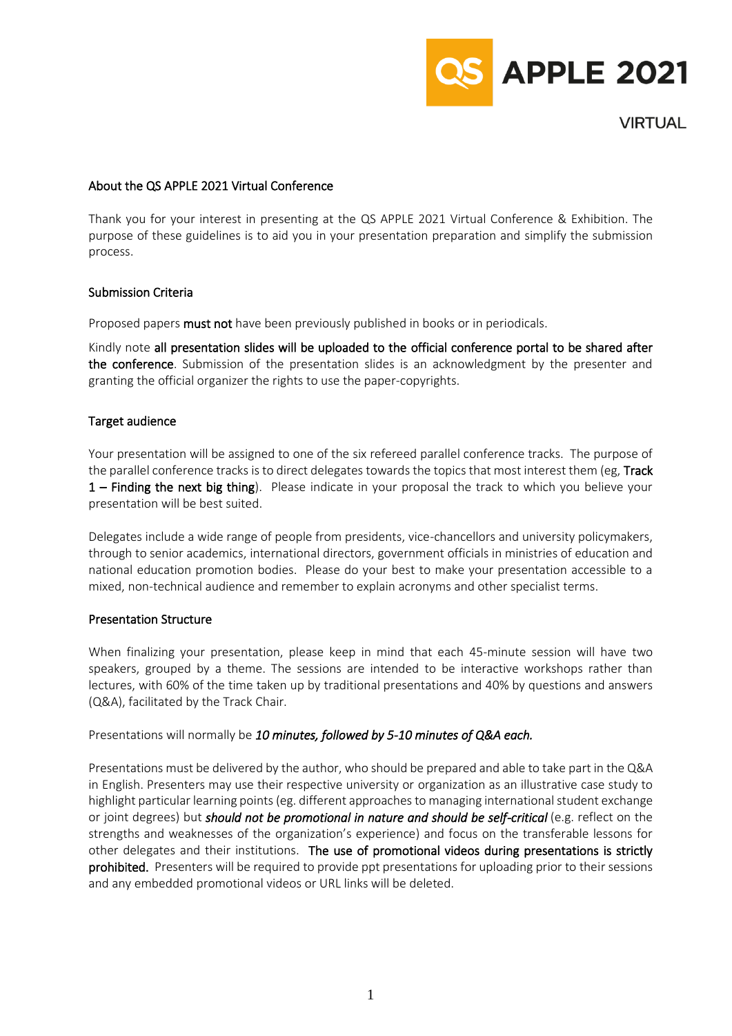# QS APPLE 2021

VIRTUAL

## About the QS APPLE 2021 Virtual Conference

Thank you for your interest in presenting at the QS APPLE 2021 Virtual Conference & Exhibition. The purpose of these guidelines is to aid you in your presentation preparation and simplify the submission process.

## Submission Criteria

Proposed papers **must not** have been previously published in books or in periodicals.

Kindly note **all presentation slides will be uploaded to the official conference portal to be shared after the conference**. Submission of the presentation slides is an acknowledgment by the presenter and granting the official organizer the rights to use the paper-copyrights.

## Target audience

Your presentation will be assigned to one of the six refereed parallel conference tracks. The purpose of the parallel conference tracks is to direct delegates towards the topics that most interest them (eg, **Track 1 – Finding the next big thing**). Please indicate in your proposal the track to which you believe your presentation will be best suited.

Delegates include a wide range of people from presidents, vice-chancellors and university policymakers, through to senior academics, international directors, government officials in ministries of education and national education promotion bodies. Please do your best to make your presentation accessible to a mixed, non-technical audience and remember to explain acronyms and other specialist terms.

## Presentation Structure

When finalizing your presentation, please keep in mind that each 45-minute session will have two speakers, grouped by a theme. The sessions are intended to be interactive workshops rather than lectures, with 60% of the time taken up by traditional presentations and 40% by questions and answers (Q&A), facilitated by the Track Chair.

Presentations will normally be ***10 minutes, followed by 5-10 minutes of Q&A each.***

Presentations must be delivered by the author, who should be prepared and able to take part in the Q&A in English. Presenters may use their respective university or organization as an illustrative case study to highlight particular learning points (eg. different approaches to managing international student exchange or joint degrees) but ***should not be promotional in nature and should be self-critical*** (e.g. reflect on the strengths and weaknesses of the organization's experience) and focus on the transferable lessons for other delegates and their institutions. **The use of promotional videos during presentations is strictly prohibited.** Presenters will be required to provide ppt presentations for uploading prior to their sessions and any embedded promotional videos or URL links will be deleted.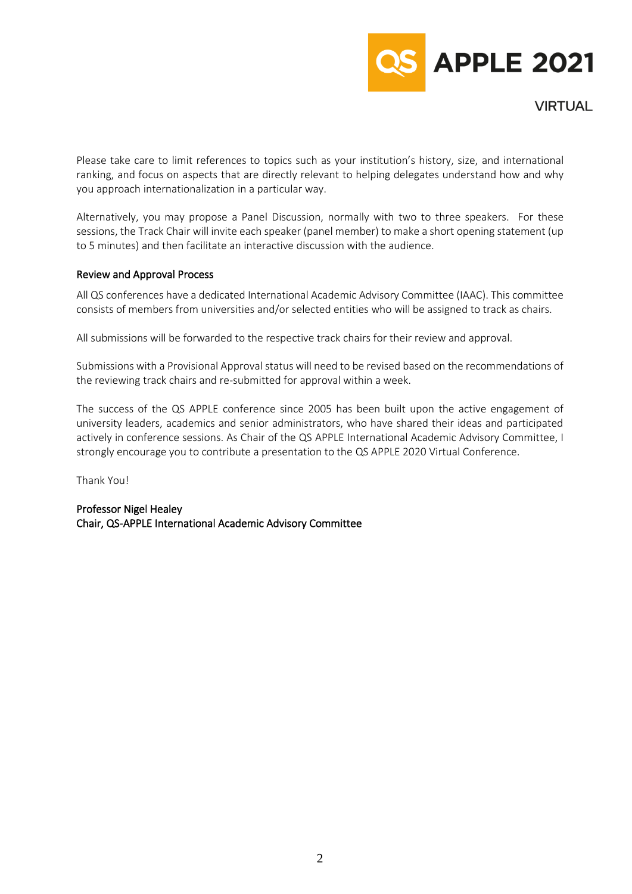Please take care to limit references to topics such as your institution's history, size, and international ranking, and focus on aspects that are directly relevant to helping delegates understand how and why you approach internationalization in a particular way.

Alternatively, you may propose a Panel Discussion, normally with two to three speakers. For these sessions, the Track Chair will invite each speaker (panel member) to make a short opening statement (up to 5 minutes) and then facilitate an interactive discussion with the audience.

## Review and Approval Process

All QS conferences have a dedicated International Academic Advisory Committee (IAAC). This committee consists of members from universities and/or selected entities who will be assigned to track as chairs.

All submissions will be forwarded to the respective track chairs for their review and approval.

Submissions with a Provisional Approval status will need to be revised based on the recommendations of the reviewing track chairs and re-submitted for approval within a week.

The success of the QS APPLE conference since 2005 has been built upon the active engagement of university leaders, academics and senior administrators, who have shared their ideas and participated actively in conference sessions. As Chair of the QS APPLE International Academic Advisory Committee, I strongly encourage you to contribute a presentation to the QS APPLE 2020 Virtual Conference.

Thank You!

Professor Nigel Healey
Chair, QS-APPLE International Academic Advisory Committee